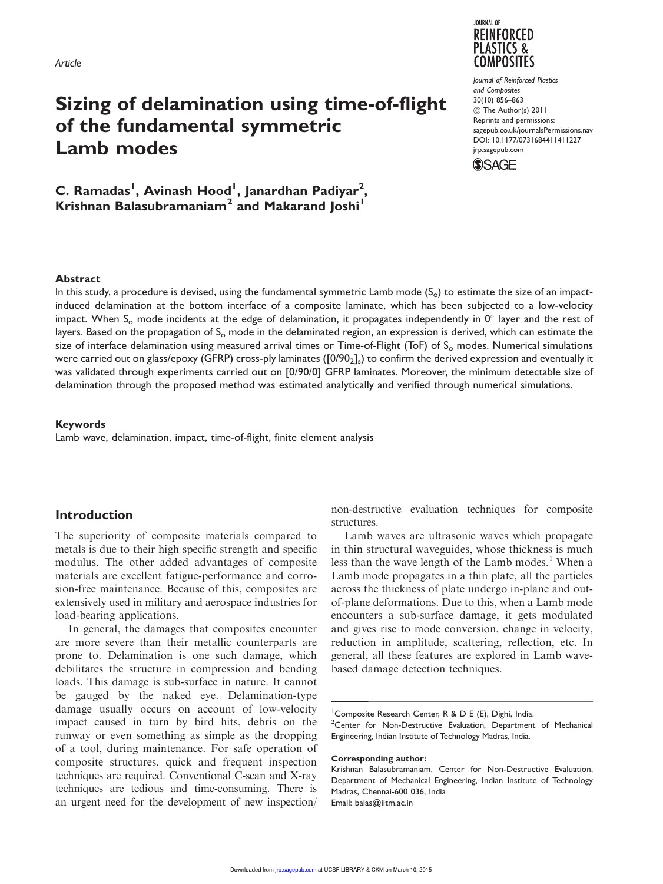Article

# Sizing of delamination using time-of-flight of the fundamental symmetric Lamb modes

**C. Ramadas[1], Avinash Hood[1], Janardhan Padiyar[2], Krishnan Balasubramaniam[2] and Makarand Joshi[1]**

### Abstract

In this study, a procedure is devised, using the fundamental symmetric Lamb mode ($S_o$) to estimate the size of an impact-induced delamination at the bottom interface of a composite laminate, which has been subjected to a low-velocity impact. When $S_o$ mode incidents at the edge of delamination, it propagates independently in 0° layer and the rest of layers. Based on the propagation of $S_o$ mode in the delaminated region, an expression is derived, which can estimate the size of interface delamination using measured arrival times or Time-of-Flight (ToF) of $S_o$ modes. Numerical simulations were carried out on glass/epoxy (GFRP) cross-ply laminates ($[0/90_2]_s$) to confirm the derived expression and eventually it was validated through experiments carried out on [0/90/0] GFRP laminates. Moreover, the minimum detectable size of delamination through the proposed method was estimated analytically and verified through numerical simulations.

### Keywords

Lamb wave, delamination, impact, time-of-flight, finite element analysis

## Introduction

The superiority of composite materials compared to metals is due to their high specific strength and specific modulus. The other added advantages of composite materials are excellent fatigue-performance and corrosion-free maintenance. Because of this, composites are extensively used in military and aerospace industries for load-bearing applications.

In general, the damages that composites encounter are more severe than their metallic counterparts are prone to. Delamination is one such damage, which debilitates the structure in compression and bending loads. This damage is sub-surface in nature. It cannot be gauged by the naked eye. Delamination-type damage usually occurs on account of low-velocity impact caused in turn by bird hits, debris on the runway or even something as simple as the dropping of a tool, during maintenance. For safe operation of composite structures, quick and frequent inspection techniques are required. Conventional C-scan and X-ray techniques are tedious and time-consuming. There is an urgent need for the development of new inspection/non-destructive evaluation techniques for composite structures.

Lamb waves are ultrasonic waves which propagate in thin structural waveguides, whose thickness is much less than the wave length of the Lamb modes.[1] When a Lamb mode propagates in a thin plate, all the particles across the thickness of plate undergo in-plane and out-of-plane deformations. Due to this, when a Lamb mode encounters a sub-surface damage, it gets modulated and gives rise to mode conversion, change in velocity, reduction in amplitude, scattering, reflection, etc. In general, all these features are explored in Lamb wave-based damage detection techniques.

[1]Composite Research Center, R & D E (E), Dighi, India.
[2]Center for Non-Destructive Evaluation, Department of Mechanical Engineering, Indian Institute of Technology Madras, India.

**Corresponding author:**
Krishnan Balasubramaniam, Center for Non-Destructive Evaluation, Department of Mechanical Engineering, Indian Institute of Technology Madras, Chennai-600 036, India
Email: balas@iitm.ac.in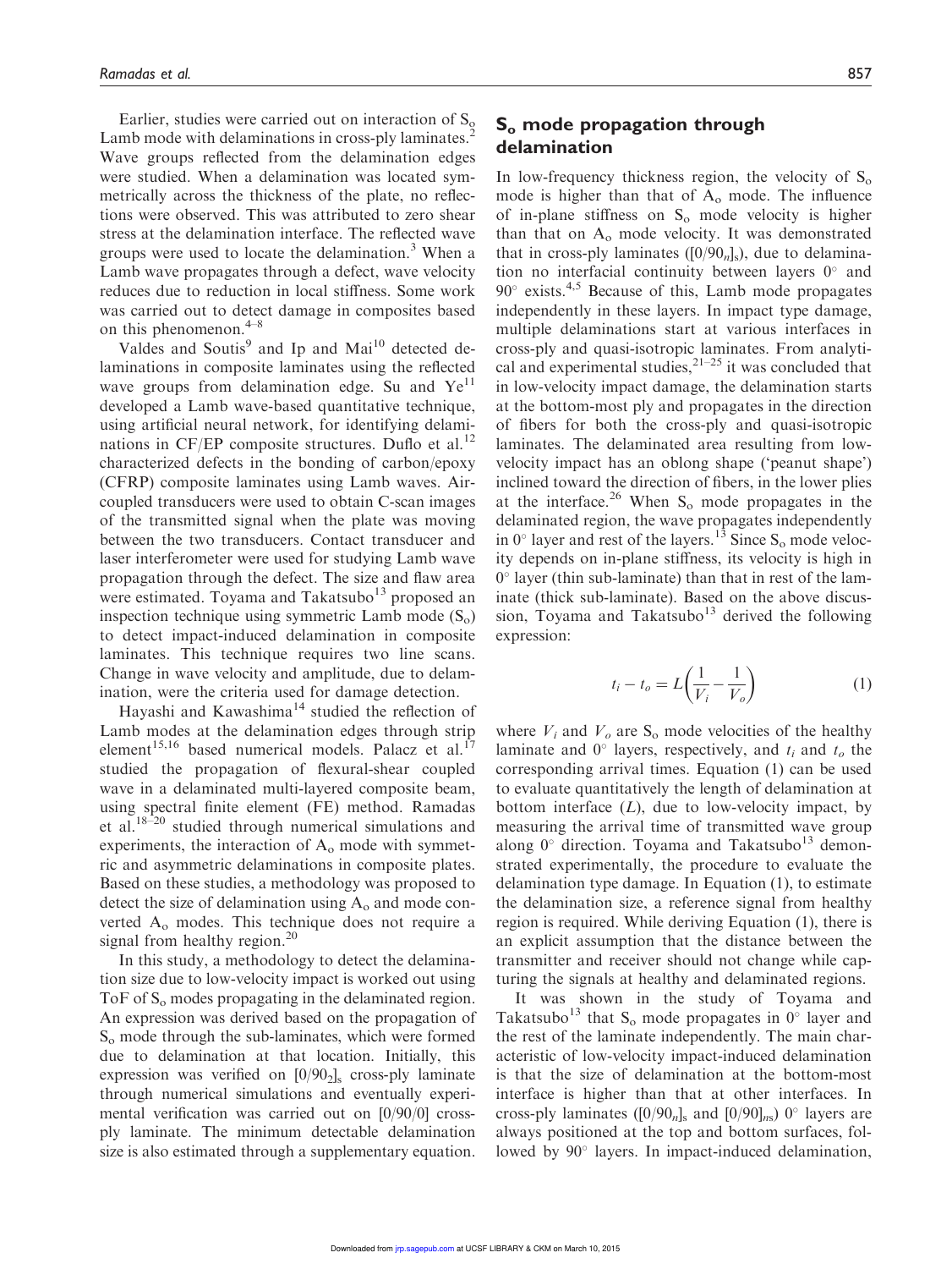Earlier, studies were carried out on interaction of $S_o$ Lamb mode with delaminations in cross-ply laminates.[2] Wave groups reflected from the delamination edges were studied. When a delamination was located symmetrically across the thickness of the plate, no reflections were observed. This was attributed to zero shear stress at the delamination interface. The reflected wave groups were used to locate the delamination.[3] When a Lamb wave propagates through a defect, wave velocity reduces due to reduction in local stiffness. Some work was carried out to detect damage in composites based on this phenomenon.[4–8]

Valdes and Soutis[9] and Ip and Mai[10] detected delaminations in composite laminates using the reflected wave groups from delamination edge. Su and Ye[11] developed a Lamb wave-based quantitative technique, using artificial neural network, for identifying delaminations in CF/EP composite structures. Duflo et al.[12] characterized defects in the bonding of carbon/epoxy (CFRP) composite laminates using Lamb waves. Air-coupled transducers were used to obtain C-scan images of the transmitted signal when the plate was moving between the two transducers. Contact transducer and laser interferometer were used for studying Lamb wave propagation through the defect. The size and flaw area were estimated. Toyama and Takatsubo[13] proposed an inspection technique using symmetric Lamb mode ($S_o$) to detect impact-induced delamination in composite laminates. This technique requires two line scans. Change in wave velocity and amplitude, due to delamination, were the criteria used for damage detection.

Hayashi and Kawashima[14] studied the reflection of Lamb modes at the delamination edges through strip element[15,16] based numerical models. Palacz et al.[17] studied the propagation of flexural-shear coupled wave in a delaminated multi-layered composite beam, using spectral finite element (FE) method. Ramadas et al.[18–20] studied through numerical simulations and experiments, the interaction of $A_o$ mode with symmetric and asymmetric delaminations in composite plates. Based on these studies, a methodology was proposed to detect the size of delamination using $A_o$ and mode converted $A_o$ modes. This technique does not require a signal from healthy region.[20]

In this study, a methodology to detect the delamination size due to low-velocity impact is worked out using ToF of $S_o$ modes propagating in the delaminated region. An expression was derived based on the propagation of $S_o$ mode through the sub-laminates, which were formed due to delamination at that location. Initially, this expression was verified on $[0/90_2]_s$ cross-ply laminate through numerical simulations and eventually experimental verification was carried out on [0/90/0] cross-ply laminate. The minimum detectable delamination size is also estimated through a supplementary equation.

## $S_o$ mode propagation through delamination

In low-frequency thickness region, the velocity of $S_o$ mode is higher than that of $A_o$ mode. The influence of in-plane stiffness on $S_o$ mode velocity is higher than that on $A_o$ mode velocity. It was demonstrated that in cross-ply laminates ($[0/90_n]_s$), due to delamination no interfacial continuity between layers 0° and 90° exists.[4,5] Because of this, Lamb mode propagates independently in these layers. In impact type damage, multiple delaminations start at various interfaces in cross-ply and quasi-isotropic laminates. From analytical and experimental studies,[21–25] it was concluded that in low-velocity impact damage, the delamination starts at the bottom-most ply and propagates in the direction of fibers for both the cross-ply and quasi-isotropic laminates. The delaminated area resulting from low-velocity impact has an oblong shape ('peanut shape') inclined toward the direction of fibers, in the lower plies at the interface.[26] When $S_o$ mode propagates in the delaminated region, the wave propagates independently in 0° layer and rest of the layers.[13] Since $S_o$ mode velocity depends on in-plane stiffness, its velocity is high in 0° layer (thin sub-laminate) than that in rest of the laminate (thick sub-laminate). Based on the above discussion, Toyama and Takatsubo[13] derived the following expression:

$$t_i - t_o = L\left(\frac{1}{V_i} - \frac{1}{V_o}\right) \tag{1}$$

where $V_i$ and $V_o$ are $S_o$ mode velocities of the healthy laminate and 0° layers, respectively, and $t_i$ and $t_o$ the corresponding arrival times. Equation (1) can be used to evaluate quantitatively the length of delamination at bottom interface ($L$), due to low-velocity impact, by measuring the arrival time of transmitted wave group along 0° direction. Toyama and Takatsubo[13] demonstrated experimentally, the procedure to evaluate the delamination type damage. In Equation (1), to estimate the delamination size, a reference signal from healthy region is required. While deriving Equation (1), there is an explicit assumption that the distance between the transmitter and receiver should not change while capturing the signals at healthy and delaminated regions.

It was shown in the study of Toyama and Takatsubo[13] that $S_o$ mode propagates in 0° layer and the rest of the laminate independently. The main characteristic of low-velocity impact-induced delamination is that the size of delamination at the bottom-most interface is higher than that at other interfaces. In cross-ply laminates ($[0/90_n]_s$ and $[0/90]_{ns}$) 0° layers are always positioned at the top and bottom surfaces, followed by 90° layers. In impact-induced delamination,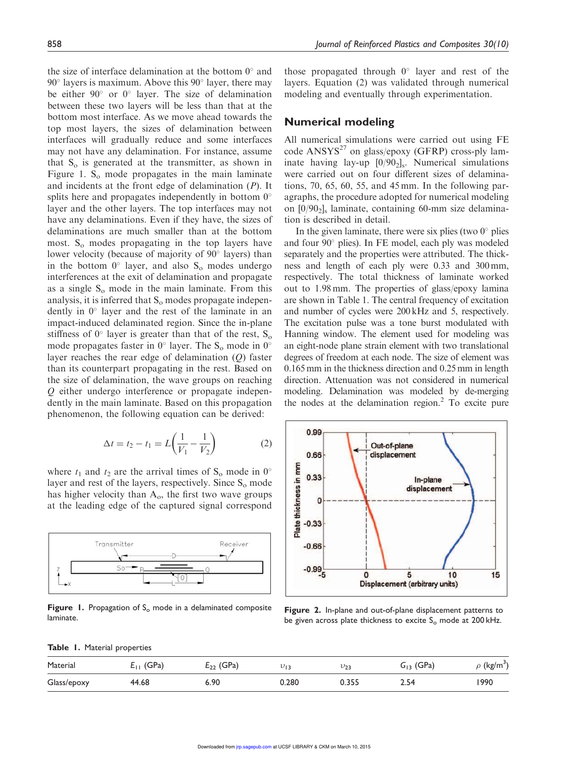the size of interface delamination at the bottom 0° and 90° layers is maximum. Above this 90° layer, there may be either 90° or 0° layer. The size of delamination between these two layers will be less than that at the bottom most interface. As we move ahead towards the top most layers, the sizes of delamination between interfaces will gradually reduce and some interfaces may not have any delamination. For instance, assume that $S_o$ is generated at the transmitter, as shown in Figure 1. $S_o$ mode propagates in the main laminate and incidents at the front edge of delamination (*P*). It splits here and propagates independently in bottom 0° layer and the other layers. The top interfaces may not have any delaminations. Even if they have, the sizes of delaminations are much smaller than at the bottom most. $S_o$ modes propagating in the top layers have lower velocity (because of majority of 90° layers) than in the bottom 0° layer, and also $S_o$ modes undergo interferences at the exit of delamination and propagate as a single $S_o$ mode in the main laminate. From this analysis, it is inferred that $S_o$ modes propagate independently in 0° layer and the rest of the laminate in an impact-induced delaminated region. Since the in-plane stiffness of 0° layer is greater than that of the rest, $S_o$ mode propagates faster in 0° layer. The $S_o$ mode in 0° layer reaches the rear edge of delamination (*Q*) faster than its counterpart propagating in the rest. Based on the size of delamination, the wave groups on reaching *Q* either undergo interference or propagate independently in the main laminate. Based on this propagation phenomenon, the following equation can be derived:

$$\Delta t = t_2 - t_1 = L\left(\frac{1}{V_1} - \frac{1}{V_2}\right) \tag{2}$$

where $t_1$ and $t_2$ are the arrival times of $S_o$ mode in 0° layer and rest of the layers, respectively. Since $S_o$ mode has higher velocity than $A_o$, the first two wave groups at the leading edge of the captured signal correspond those propagated through 0° layer and rest of the layers. Equation (2) was validated through numerical modeling and eventually through experimentation.

**Figure 1.** Propagation of $S_o$ mode in a delaminated composite laminate.

## Numerical modeling

All numerical simulations were carried out using FE code ANSYS[27] on glass/epoxy (GFRP) cross-ply laminate having lay-up $[0/90_2]_s$. Numerical simulations were carried out on four different sizes of delaminations, 70, 65, 60, 55, and 45 mm. In the following paragraphs, the procedure adopted for numerical modeling on $[0/90_2]_s$ laminate, containing 60-mm size delamination is described in detail.

In the given laminate, there were six plies (two 0° plies and four 90° plies). In FE model, each ply was modeled separately and the properties were attributed. The thickness and length of each ply were 0.33 and 300 mm, respectively. The total thickness of laminate worked out to 1.98 mm. The properties of glass/epoxy lamina are shown in Table 1. The central frequency of excitation and number of cycles were 200 kHz and 5, respectively. The excitation pulse was a tone burst modulated with Hanning window. The element used for modeling was an eight-node plane strain element with two translational degrees of freedom at each node. The size of element was 0.165 mm in the thickness direction and 0.25 mm in length direction. Attenuation was not considered in numerical modeling. Delamination was modeled by de-merging the nodes at the delamination region.[2] To excite pure

**Figure 2.** In-plane and out-of-plane displacement patterns to be given across plate thickness to excite $S_o$ mode at 200 kHz.

**Table 1.** Material properties

| Material | $E_{11}$ (GPa) | $E_{22}$ (GPa) | $\upsilon_{13}$ | $\upsilon_{23}$ | $G_{13}$ (GPa) | $\rho$ (kg/m$^3$) |
|---|---|---|---|---|---|---|
| Glass/epoxy | 44.68 | 6.90 | 0.280 | 0.355 | 2.54 | 1990 |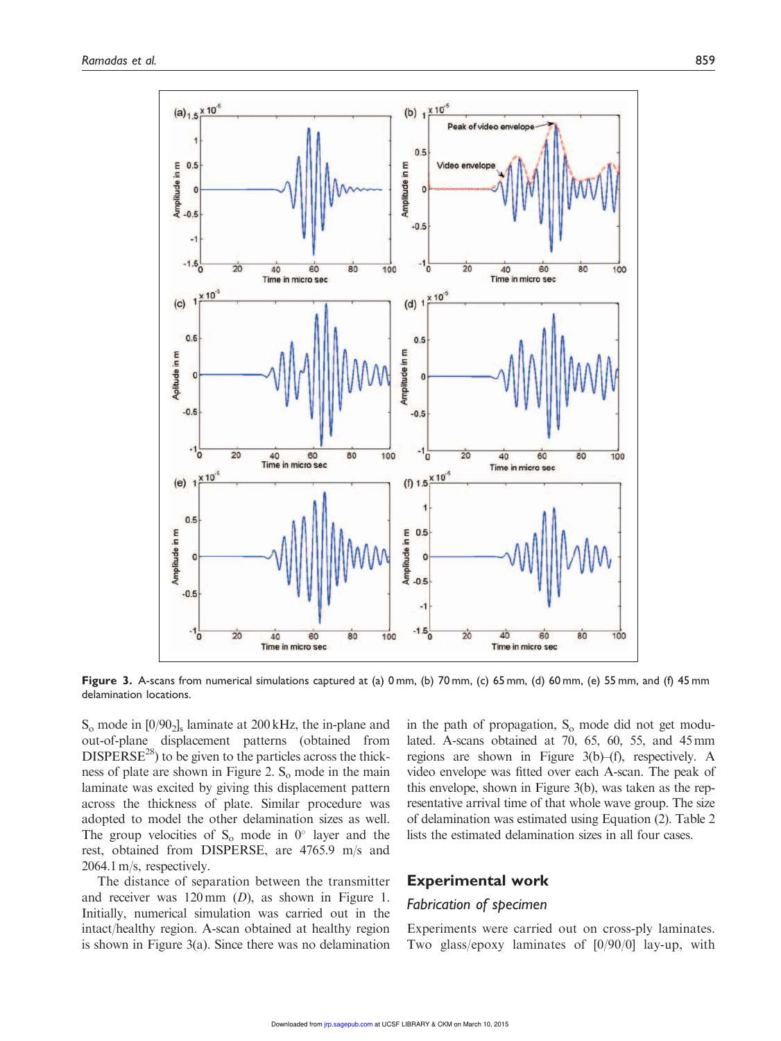Figure 3. A-scans from numerical simulations captured at (a) 0 mm, (b) 70 mm, (c) 65 mm, (d) 60 mm, (e) 55 mm, and (f) 45 mm delamination locations.

$S_o$ mode in $[0/90_2]_s$ laminate at 200 kHz, the in-plane and out-of-plane displacement patterns (obtained from DISPERSE[28]) to be given to the particles across the thickness of plate are shown in Figure 2. $S_o$ mode in the main laminate was excited by giving this displacement pattern across the thickness of plate. Similar procedure was adopted to model the other delamination sizes as well. The group velocities of $S_o$ mode in $0^\circ$ layer and the rest, obtained from DISPERSE, are 4765.9 m/s and 2064.1 m/s, respectively.

The distance of separation between the transmitter and receiver was 120 mm ($D$), as shown in Figure 1. Initially, numerical simulation was carried out in the intact/healthy region. A-scan obtained at healthy region is shown in Figure 3(a). Since there was no delamination in the path of propagation, $S_o$ mode did not get modulated. A-scans obtained at 70, 65, 60, 55, and 45 mm regions are shown in Figure 3(b)–(f), respectively. A video envelope was fitted over each A-scan. The peak of this envelope, shown in Figure 3(b), was taken as the representative arrival time of that whole wave group. The size of delamination was estimated using Equation (2). Table 2 lists the estimated delamination sizes in all four cases.

## Experimental work

### *Fabrication of specimen*

Experiments were carried out on cross-ply laminates. Two glass/epoxy laminates of [0/90/0] lay-up, with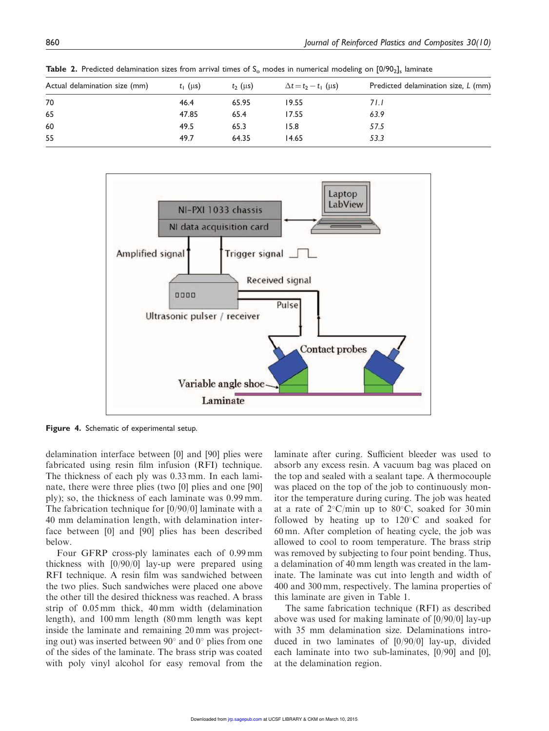**Table 2.** Predicted delamination sizes from arrival times of $S_o$ modes in numerical modeling on $[0/90_2]_s$ laminate

| Actual delamination size (mm) | $t_1$ (μs) | $t_2$ (μs) | $\Delta t = t_2 - t_1$ (μs) | Predicted delamination size, $L$ (mm) |
|---|---|---|---|---|
| 70 | 46.4 | 65.95 | 19.55 | *71.1* |
| 65 | 47.85 | 65.4 | 17.55 | *63.9* |
| 60 | 49.5 | 65.3 | 15.8 | *57.5* |
| 55 | 49.7 | 64.35 | 14.65 | *53.3* |

**Figure 4.** Schematic of experimental setup.

delamination interface between [0] and [90] plies were fabricated using resin film infusion (RFI) technique. The thickness of each ply was 0.33 mm. In each laminate, there were three plies (two [0] plies and one [90] ply); so, the thickness of each laminate was 0.99 mm. The fabrication technique for [0/90/0] laminate with a 40 mm delamination length, with delamination interface between [0] and [90] plies has been described below.

Four GFRP cross-ply laminates each of 0.99 mm thickness with [0/90/0] lay-up were prepared using RFI technique. A resin film was sandwiched between the two plies. Such sandwiches were placed one above the other till the desired thickness was reached. A brass strip of 0.05 mm thick, 40 mm width (delamination length), and 100 mm length (80 mm length was kept inside the laminate and remaining 20 mm was projecting out) was inserted between 90° and 0° plies from one of the sides of the laminate. The brass strip was coated with poly vinyl alcohol for easy removal from the laminate after curing. Sufficient bleeder was used to absorb any excess resin. A vacuum bag was placed on the top and sealed with a sealant tape. A thermocouple was placed on the top of the job to continuously monitor the temperature during curing. The job was heated at a rate of 2°C/min up to 80°C, soaked for 30 min followed by heating up to 120°C and soaked for 60 mn. After completion of heating cycle, the job was allowed to cool to room temperature. The brass strip was removed by subjecting to four point bending. Thus, a delamination of 40 mm length was created in the laminate. The laminate was cut into length and width of 400 and 300 mm, respectively. The lamina properties of this laminate are given in Table 1.

The same fabrication technique (RFI) as described above was used for making laminate of [0/90/0] lay-up with 35 mm delamination size. Delaminations introduced in two laminates of [0/90/0] lay-up, divided each laminate into two sub-laminates, [0/90] and [0], at the delamination region.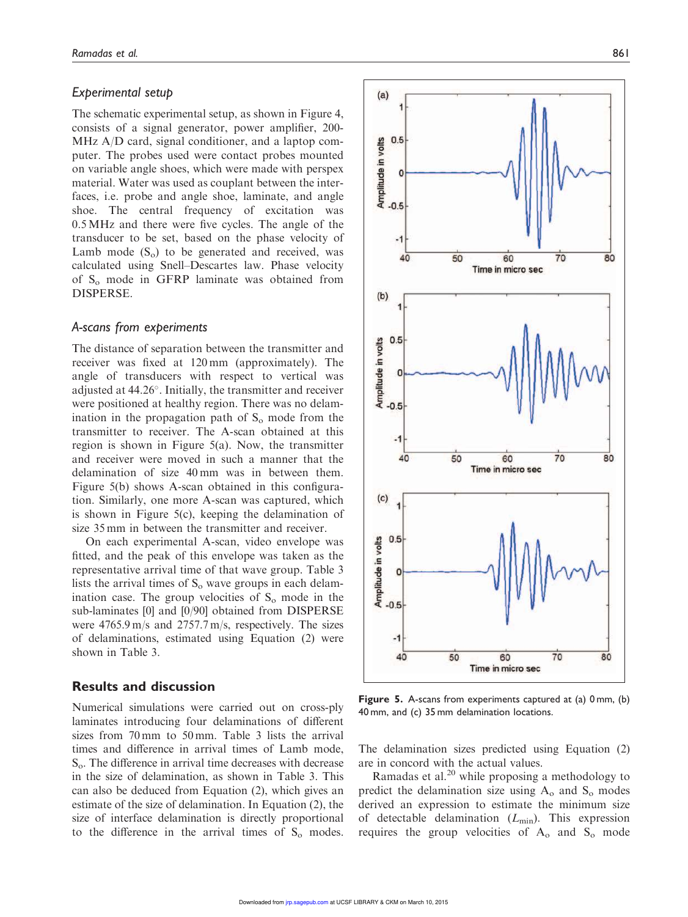### Experimental setup

The schematic experimental setup, as shown in Figure 4, consists of a signal generator, power amplifier, 200-MHz A/D card, signal conditioner, and a laptop computer. The probes used were contact probes mounted on variable angle shoes, which were made with perspex material. Water was used as couplant between the interfaces, i.e. probe and angle shoe, laminate, and angle shoe. The central frequency of excitation was 0.5 MHz and there were five cycles. The angle of the transducer to be set, based on the phase velocity of Lamb mode ($S_o$) to be generated and received, was calculated using Snell–Descartes law. Phase velocity of $S_o$ mode in GFRP laminate was obtained from DISPERSE.

### A-scans from experiments

The distance of separation between the transmitter and receiver was fixed at 120 mm (approximately). The angle of transducers with respect to vertical was adjusted at 44.26°. Initially, the transmitter and receiver were positioned at healthy region. There was no delamination in the propagation path of $S_o$ mode from the transmitter to receiver. The A-scan obtained at this region is shown in Figure 5(a). Now, the transmitter and receiver were moved in such a manner that the delamination of size 40 mm was in between them. Figure 5(b) shows A-scan obtained in this configuration. Similarly, one more A-scan was captured, which is shown in Figure 5(c), keeping the delamination of size 35 mm in between the transmitter and receiver.

On each experimental A-scan, video envelope was fitted, and the peak of this envelope was taken as the representative arrival time of that wave group. Table 3 lists the arrival times of $S_o$ wave groups in each delamination case. The group velocities of $S_o$ mode in the sub-laminates [0] and [0/90] obtained from DISPERSE were 4765.9 m/s and 2757.7 m/s, respectively. The sizes of delaminations, estimated using Equation (2) were shown in Table 3.

Figure 5. A-scans from experiments captured at (a) 0 mm, (b) 40 mm, and (c) 35 mm delamination locations.

## Results and discussion

Numerical simulations were carried out on cross-ply laminates introducing four delaminations of different sizes from 70 mm to 50 mm. Table 3 lists the arrival times and difference in arrival times of Lamb mode, $S_o$. The difference in arrival time decreases with decrease in the size of delamination, as shown in Table 3. This can also be deduced from Equation (2), which gives an estimate of the size of delamination. In Equation (2), the size of interface delamination is directly proportional to the difference in the arrival times of $S_o$ modes. The delamination sizes predicted using Equation (2) are in concord with the actual values.

Ramadas et al.[20] while proposing a methodology to predict the delamination size using $A_o$ and $S_o$ modes derived an expression to estimate the minimum size of detectable delamination ($L_{min}$). This expression requires the group velocities of $A_o$ and $S_o$ mode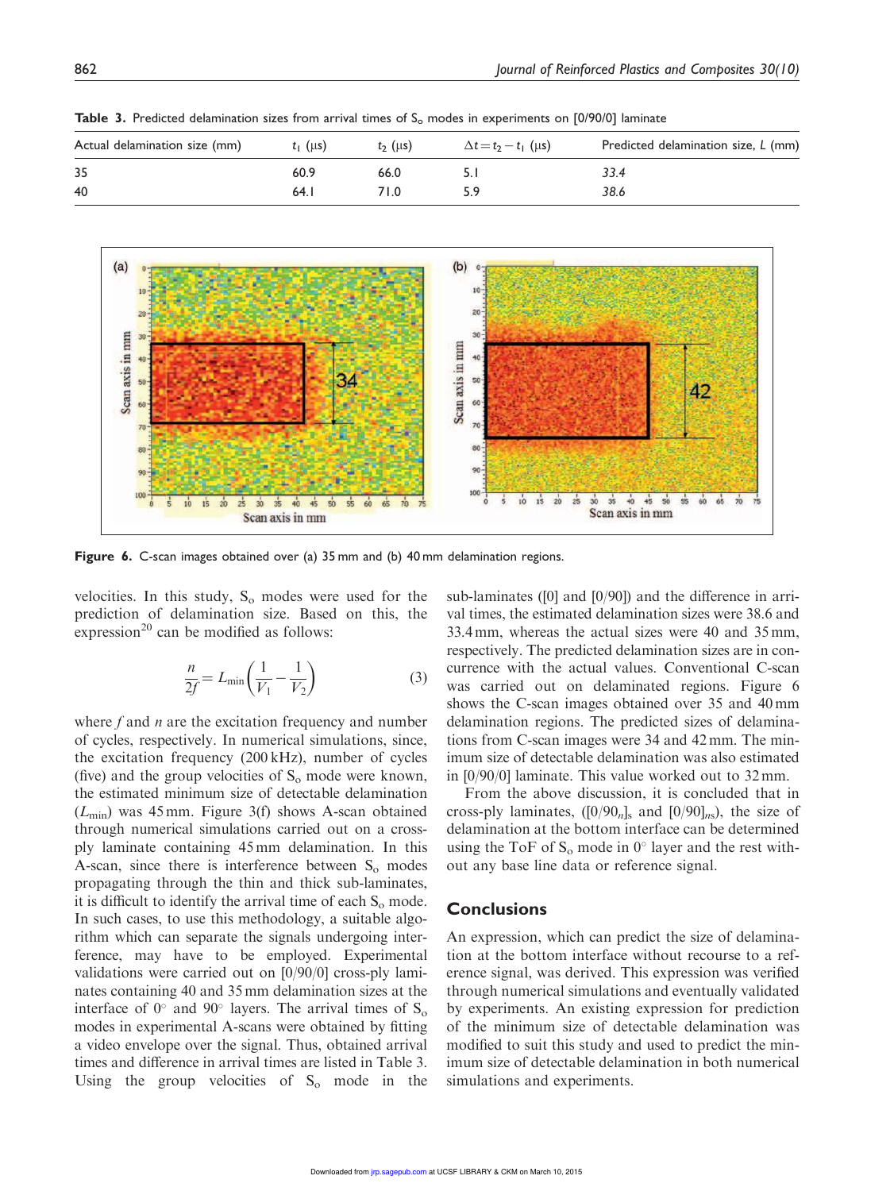**Table 3.** Predicted delamination sizes from arrival times of $S_o$ modes in experiments on [0/90/0] laminate

| Actual delamination size (mm) | $t_1$ (μs) | $t_2$ (μs) | $\Delta t = t_2 - t_1$ (μs) | Predicted delamination size, $L$ (mm) |
|---|---|---|---|---|
| 35 | 60.9 | 66.0 | 5.1 | *33.4* |
| 40 | 64.1 | 71.0 | 5.9 | *38.6* |

**Figure 6.** C-scan images obtained over (a) 35 mm and (b) 40 mm delamination regions.

velocities. In this study, $S_o$ modes were used for the prediction of delamination size. Based on this, the expression[20] can be modified as follows:

$$\frac{n}{2f} = L_{\min}\left(\frac{1}{V_1} - \frac{1}{V_2}\right) \tag{3}$$

where $f$ and $n$ are the excitation frequency and number of cycles, respectively. In numerical simulations, since, the excitation frequency (200 kHz), number of cycles (five) and the group velocities of $S_o$ mode were known, the estimated minimum size of detectable delamination ($L_{\min}$) was 45 mm. Figure 3(f) shows A-scan obtained through numerical simulations carried out on a cross-ply laminate containing 45 mm delamination. In this A-scan, since there is interference between $S_o$ modes propagating through the thin and thick sub-laminates, it is difficult to identify the arrival time of each $S_o$ mode. In such cases, to use this methodology, a suitable algorithm which can separate the signals undergoing interference, may have to be employed. Experimental validations were carried out on [0/90/0] cross-ply laminates containing 40 and 35 mm delamination sizes at the interface of 0° and 90° layers. The arrival times of $S_o$ modes in experimental A-scans were obtained by fitting a video envelope over the signal. Thus, obtained arrival times and difference in arrival times are listed in Table 3. Using the group velocities of $S_o$ mode in the sub-laminates ([0] and [0/90]) and the difference in arrival times, the estimated delamination sizes were 38.6 and 33.4 mm, whereas the actual sizes were 40 and 35 mm, respectively. The predicted delamination sizes are in concurrence with the actual values. Conventional C-scan was carried out on delaminated regions. Figure 6 shows the C-scan images obtained over 35 and 40 mm delamination regions. The predicted sizes of delaminations from C-scan images were 34 and 42 mm. The minimum size of detectable delamination was also estimated in [0/90/0] laminate. This value worked out to 32 mm.

From the above discussion, it is concluded that in cross-ply laminates, ($[0/90_n]_s$ and $[0/90]_{ns}$), the size of delamination at the bottom interface can be determined using the ToF of $S_o$ mode in 0° layer and the rest without any base line data or reference signal.

## Conclusions

An expression, which can predict the size of delamination at the bottom interface without recourse to a reference signal, was derived. This expression was verified through numerical simulations and eventually validated by experiments. An existing expression for prediction of the minimum size of detectable delamination was modified to suit this study and used to predict the minimum size of detectable delamination in both numerical simulations and experiments.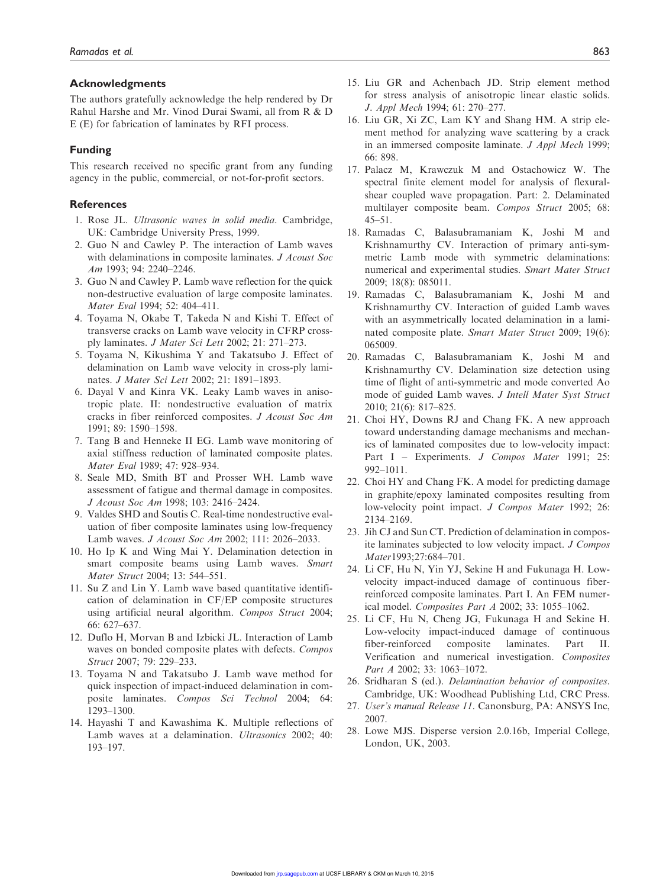## Acknowledgments

The authors gratefully acknowledge the help rendered by Dr Rahul Harshe and Mr. Vinod Durai Swami, all from R & D E (E) for fabrication of laminates by RFI process.

## Funding

This research received no specific grant from any funding agency in the public, commercial, or not-for-profit sectors.

## References

1. Rose JL. *Ultrasonic waves in solid media*. Cambridge, UK: Cambridge University Press, 1999.
2. Guo N and Cawley P. The interaction of Lamb waves with delaminations in composite laminates. *J Acoust Soc Am* 1993; 94: 2240–2246.
3. Guo N and Cawley P. Lamb wave reflection for the quick non-destructive evaluation of large composite laminates. *Mater Eval* 1994; 52: 404–411.
4. Toyama N, Okabe T, Takeda N and Kishi T. Effect of transverse cracks on Lamb wave velocity in CFRP cross-ply laminates. *J Mater Sci Lett* 2002; 21: 271–273.
5. Toyama N, Kikushima Y and Takatsubo J. Effect of delamination on Lamb wave velocity in cross-ply laminates. *J Mater Sci Lett* 2002; 21: 1891–1893.
6. Dayal V and Kinra VK. Leaky Lamb waves in anisotropic plate. II: nondestructive evaluation of matrix cracks in fiber reinforced composites. *J Acoust Soc Am* 1991; 89: 1590–1598.
7. Tang B and Henneke II EG. Lamb wave monitoring of axial stiffness reduction of laminated composite plates. *Mater Eval* 1989; 47: 928–934.
8. Seale MD, Smith BT and Prosser WH. Lamb wave assessment of fatigue and thermal damage in composites. *J Acoust Soc Am* 1998; 103: 2416–2424.
9. Valdes SHD and Soutis C. Real-time nondestructive evaluation of fiber composite laminates using low-frequency Lamb waves. *J Acoust Soc Am* 2002; 111: 2026–2033.
10. Ho Ip K and Wing Mai Y. Delamination detection in smart composite beams using Lamb waves. *Smart Mater Struct* 2004; 13: 544–551.
11. Su Z and Lin Y. Lamb wave based quantitative identification of delamination in CF/EP composite structures using artificial neural algorithm. *Compos Struct* 2004; 66: 627–637.
12. Duflo H, Morvan B and Izbicki JL. Interaction of Lamb waves on bonded composite plates with defects. *Compos Struct* 2007; 79: 229–233.
13. Toyama N and Takatsubo J. Lamb wave method for quick inspection of impact-induced delamination in composite laminates. *Compos Sci Technol* 2004; 64: 1293–1300.
14. Hayashi T and Kawashima K. Multiple reflections of Lamb waves at a delamination. *Ultrasonics* 2002; 40: 193–197.
15. Liu GR and Achenbach JD. Strip element method for stress analysis of anisotropic linear elastic solids. *J. Appl Mech* 1994; 61: 270–277.
16. Liu GR, Xi ZC, Lam KY and Shang HM. A strip element method for analyzing wave scattering by a crack in an immersed composite laminate. *J Appl Mech* 1999; 66: 898.
17. Palacz M, Krawczuk M and Ostachowicz W. The spectral finite element model for analysis of flexural-shear coupled wave propagation. Part: 2. Delaminated multilayer composite beam. *Compos Struct* 2005; 68: 45–51.
18. Ramadas C, Balasubramaniam K, Joshi M and Krishnamurthy CV. Interaction of primary anti-symmetric Lamb mode with symmetric delaminations: numerical and experimental studies. *Smart Mater Struct* 2009; 18(8): 085011.
19. Ramadas C, Balasubramaniam K, Joshi M and Krishnamurthy CV. Interaction of guided Lamb waves with an asymmetrically located delamination in a laminated composite plate. *Smart Mater Struct* 2009; 19(6): 065009.
20. Ramadas C, Balasubramaniam K, Joshi M and Krishnamurthy CV. Delamination size detection using time of flight of anti-symmetric and mode converted Ao mode of guided Lamb waves. *J Intell Mater Syst Struct* 2010; 21(6): 817–825.
21. Choi HY, Downs RJ and Chang FK. A new approach toward understanding damage mechanisms and mechanics of laminated composites due to low-velocity impact: Part I – Experiments. *J Compos Mater* 1991; 25: 992–1011.
22. Choi HY and Chang FK. A model for predicting damage in graphite/epoxy laminated composites resulting from low-velocity point impact. *J Compos Mater* 1992; 26: 2134–2169.
23. Jih CJ and Sun CT. Prediction of delamination in composite laminates subjected to low velocity impact. *J Compos Mater*1993;27:684–701.
24. Li CF, Hu N, Yin YJ, Sekine H and Fukunaga H. Low-velocity impact-induced damage of continuous fiber-reinforced composite laminates. Part I. An FEM numerical model. *Composites Part A* 2002; 33: 1055–1062.
25. Li CF, Hu N, Cheng JG, Fukunaga H and Sekine H. Low-velocity impact-induced damage of continuous fiber-reinforced composite laminates. Part II. Verification and numerical investigation. *Composites Part A* 2002; 33: 1063–1072.
26. Sridharan S (ed.). *Delamination behavior of composites*. Cambridge, UK: Woodhead Publishing Ltd, CRC Press.
27. *User's manual Release 11*. Canonsburg, PA: ANSYS Inc, 2007.
28. Lowe MJS. Disperse version 2.0.16b, Imperial College, London, UK, 2003.